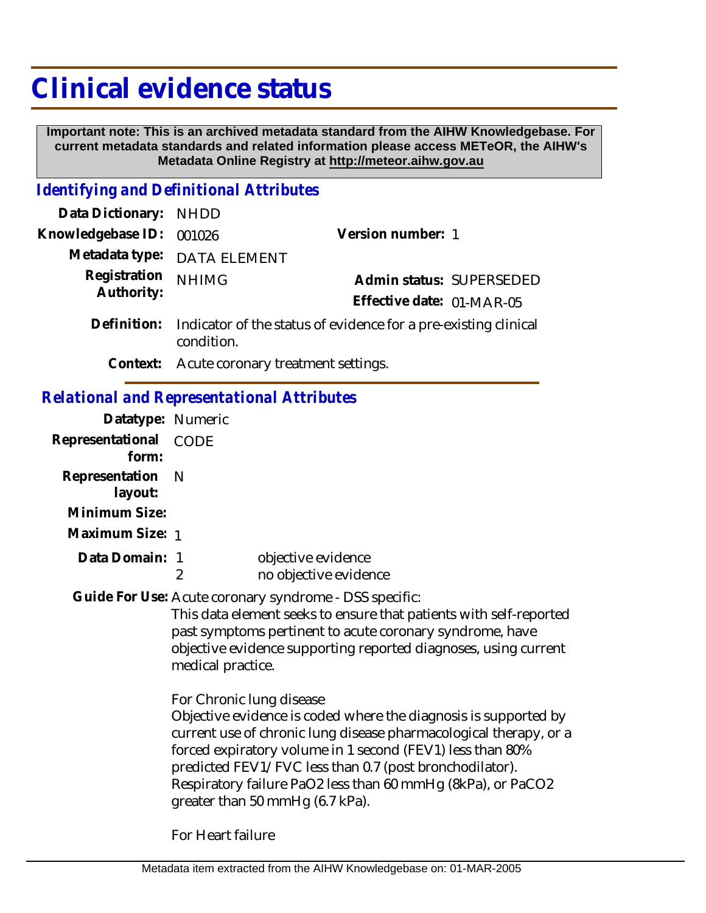# Clinical evidence status

**Important note: This is an archived metadata standard from the AIHW Knowledgebase. For current metadata standards and related information please access METeOR, the AIHW's Metadata Online Registry at http://meteor.aihw.gov.au**

## *Identifying and Definitional Attributes*

**Data Dictionary:** NHDD

**Knowledgebase ID:** 001026

**Version number:** 1

**Metadata type:** DATA ELEMENT

**Registration Authority:** NHIMG

**Admin status:** SUPERSEDED

**Effective date:** 01-MAR-05

**Definition:** Indicator of the status of evidence for a pre-existing clinical condition.

**Context:** Acute coronary treatment settings.

## *Relational and Representational Attributes*

**Datatype:** Numeric

**Representational form:** CODE

**Representation layout:** N

**Minimum Size:**

**Maximum Size:** 1

**Data Domain:**

1 objective evidence

2 no objective evidence

**Guide For Use:** Acute coronary syndrome - DSS specific:

This data element seeks to ensure that patients with self-reported past symptoms pertinent to acute coronary syndrome, have objective evidence supporting reported diagnoses, using current medical practice.

For Chronic lung disease

Objective evidence is coded where the diagnosis is supported by current use of chronic lung disease pharmacological therapy, or a forced expiratory volume in 1 second (FEV1) less than 80% predicted FEV1/FVC less than 0.7 (post bronchodilator). Respiratory failure PaO2 less than 60 mmHg (8kPa), or PaCO2 greater than 50 mmHg (6.7 kPa).

For Heart failure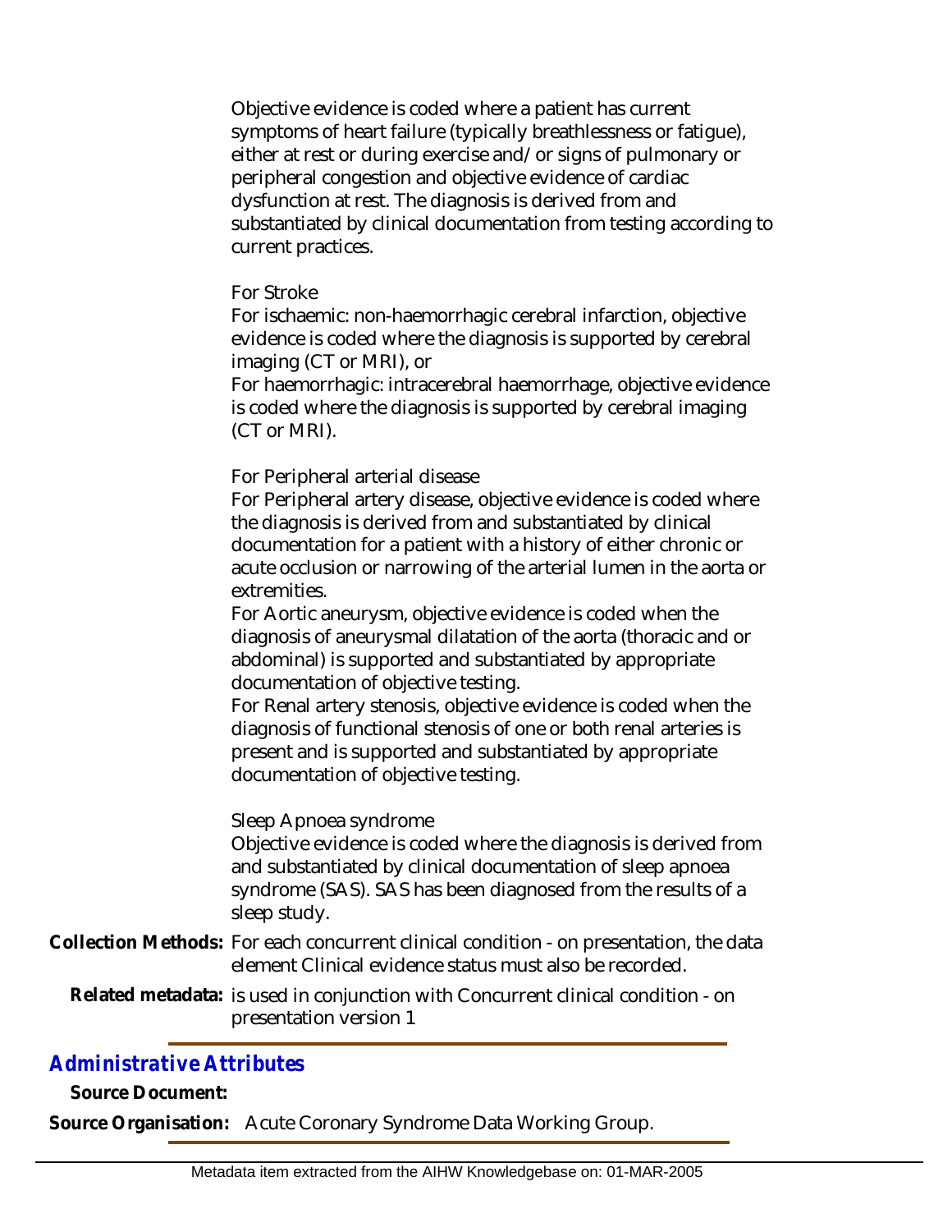Objective evidence is coded where a patient has current symptoms of heart failure (typically breathlessness or fatigue), either at rest or during exercise and/or signs of pulmonary or peripheral congestion and objective evidence of cardiac dysfunction at rest. The diagnosis is derived from and substantiated by clinical documentation from testing according to current practices.

For Stroke

For ischaemic: non-haemorrhagic cerebral infarction, objective evidence is coded where the diagnosis is supported by cerebral imaging (CT or MRI), or

For haemorrhagic: intracerebral haemorrhage, objective evidence is coded where the diagnosis is supported by cerebral imaging (CT or MRI).

For Peripheral arterial disease

For Peripheral artery disease, objective evidence is coded where the diagnosis is derived from and substantiated by clinical documentation for a patient with a history of either chronic or acute occlusion or narrowing of the arterial lumen in the aorta or extremities.

For Aortic aneurysm, objective evidence is coded when the diagnosis of aneurysmal dilatation of the aorta (thoracic and or abdominal) is supported and substantiated by appropriate documentation of objective testing.

For Renal artery stenosis, objective evidence is coded when the diagnosis of functional stenosis of one or both renal arteries is present and is supported and substantiated by appropriate documentation of objective testing.

Sleep Apnoea syndrome

Objective evidence is coded where the diagnosis is derived from and substantiated by clinical documentation of sleep apnoea syndrome (SAS). SAS has been diagnosed from the results of a sleep study.

**Collection Methods:** For each concurrent clinical condition - on presentation, the data element Clinical evidence status must also be recorded.

**Related metadata:** is used in conjunction with Concurrent clinical condition - on presentation version 1

## *Administrative Attributes*

**Source Document:**

**Source Organisation:** Acute Coronary Syndrome Data Working Group.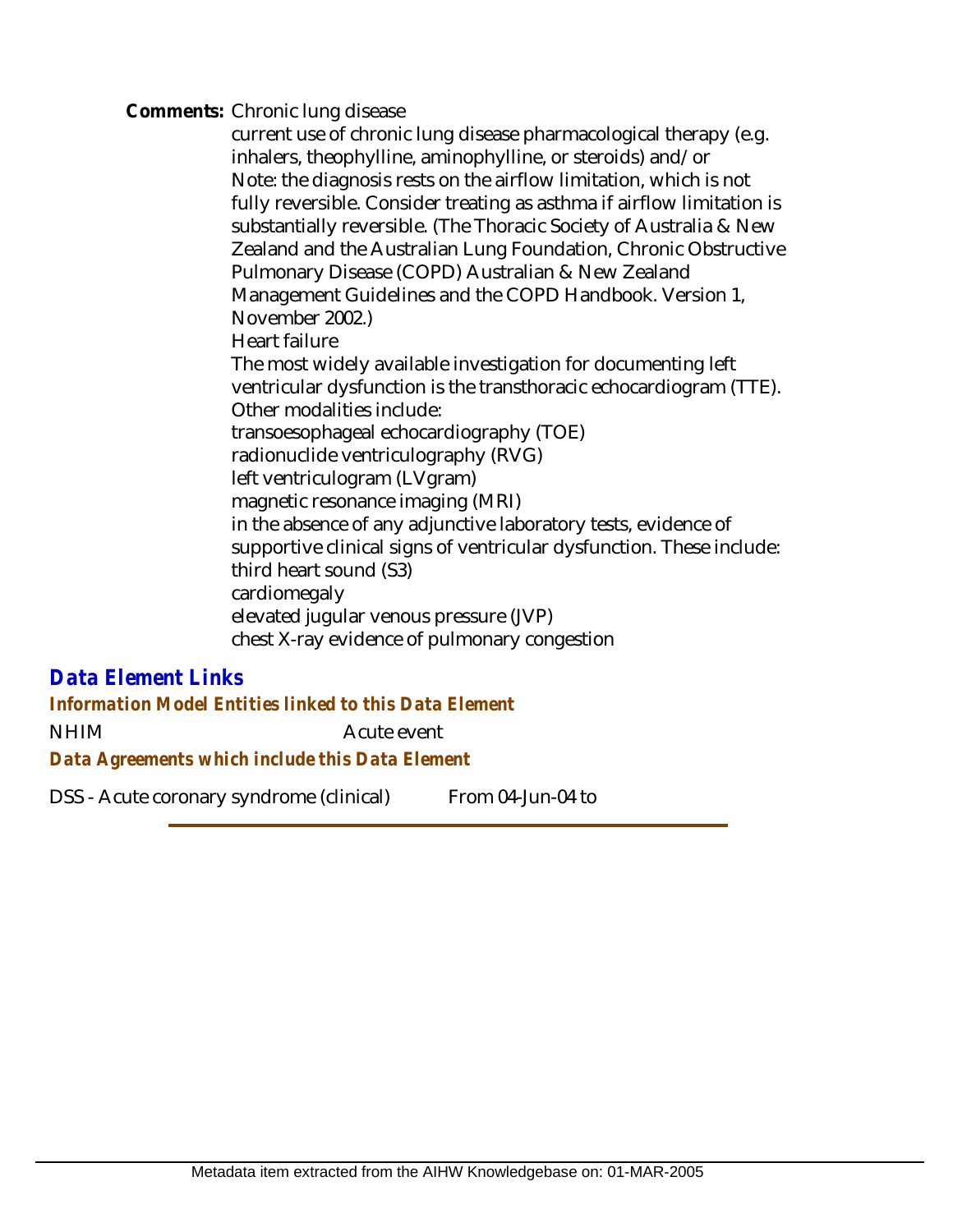**Comments:** Chronic lung disease

current use of chronic lung disease pharmacological therapy (e.g. inhalers, theophylline, aminophylline, or steroids) and/or

Note: the diagnosis rests on the airflow limitation, which is not fully reversible. Consider treating as asthma if airflow limitation is substantially reversible. (The Thoracic Society of Australia & New Zealand and the Australian Lung Foundation, Chronic Obstructive Pulmonary Disease (COPD) Australian & New Zealand Management Guidelines and the COPD Handbook. Version 1, November 2002.)

Heart failure

The most widely available investigation for documenting left ventricular dysfunction is the transthoracic echocardiogram (TTE). Other modalities include:

transoesophageal echocardiography (TOE)

radionuclide ventriculography (RVG)

left ventriculogram (LVgram)

magnetic resonance imaging (MRI)

in the absence of any adjunctive laboratory tests, evidence of supportive clinical signs of ventricular dysfunction. These include:

third heart sound (S3)

cardiomegaly

elevated jugular venous pressure (JVP)

chest X-ray evidence of pulmonary congestion

## Data Element Links

### Information Model Entities linked to this Data Element

NHIM Acute event

### Data Agreements which include this Data Element

DSS - Acute coronary syndrome (clinical) From 04-Jun-04 to